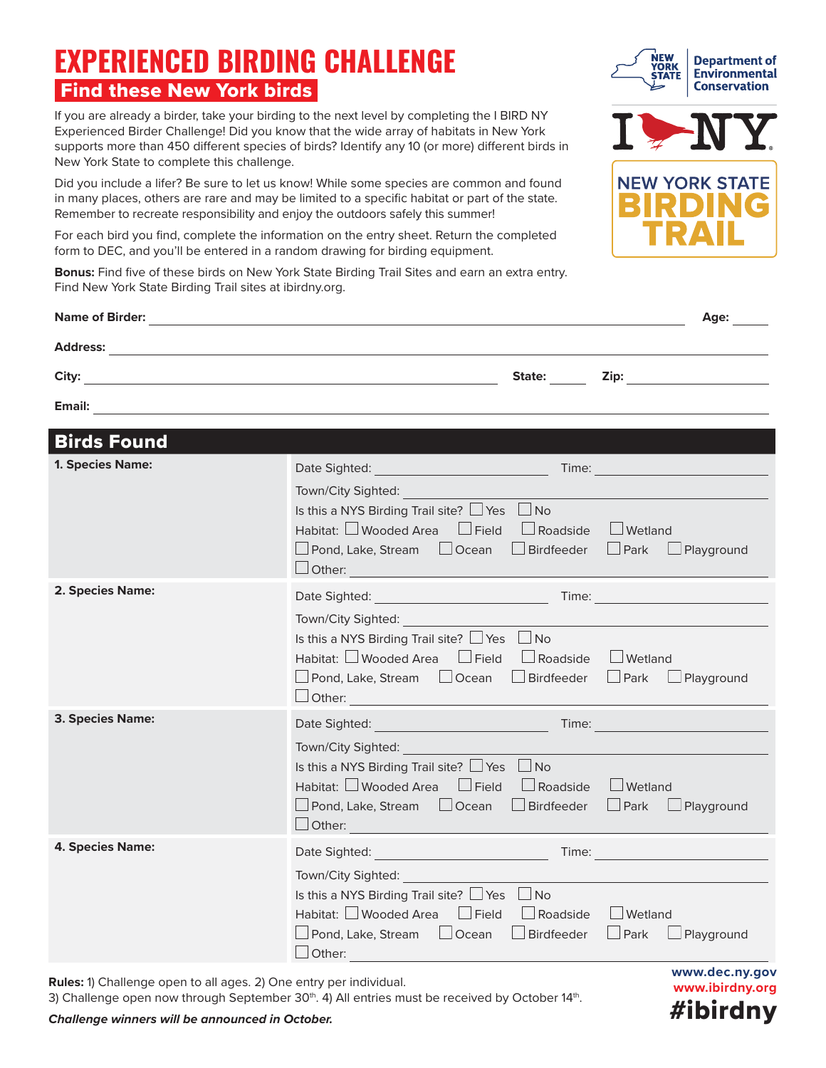# EXPERIENCED BIRDING CHALLENGE

## Find these New York birds

If you are already a birder, take your birding to the next level by completing the I BIRD NY Experienced Birder Challenge! Did you know that the wide array of habitats in New York supports more than 450 different species of birds? Identify any 10 (or more) different birds in New York State to complete this challenge.

Did you include a lifer? Be sure to let us know! While some species are common and found in many places, others are rare and may be limited to a specific habitat or part of the state. Remember to recreate responsibility and enjoy the outdoors safely this summer!

For each bird you find, complete the information on the entry sheet. Return the completed form to DEC, and you'll be entered in a random drawing for birding equipment.

**Bonus:** Find five of these birds on New York State Birding Trail Sites and earn an extra entry. Find New York State Birding Trail sites at ibirdny.org.

NEW YORK STATE Department of Environmental Conservation

I BIRD NY

NEW YORK STATE BIRDING TRAIL

**Name of Birder:** ____________________ **Age:** ______

**Address:** ____________________

**City:** ____________________ **State:** ______ **Zip:** ______

**Email:** ____________________

## Birds Found

| Species | Details |
| --- | --- |
| **1. Species Name:** | Date Sighted: ______ Time: ______<br>Town/City Sighted: ______<br>Is this a NYS Birding Trail site? ☐ Yes ☐ No<br>Habitat: ☐ Wooded Area ☐ Field ☐ Roadside ☐ Wetland ☐ Pond, Lake, Stream ☐ Ocean ☐ Birdfeeder ☐ Park ☐ Playground ☐ Other: ______ |
| **2. Species Name:** | Date Sighted: ______ Time: ______<br>Town/City Sighted: ______<br>Is this a NYS Birding Trail site? ☐ Yes ☐ No<br>Habitat: ☐ Wooded Area ☐ Field ☐ Roadside ☐ Wetland ☐ Pond, Lake, Stream ☐ Ocean ☐ Birdfeeder ☐ Park ☐ Playground ☐ Other: ______ |
| **3. Species Name:** | Date Sighted: ______ Time: ______<br>Town/City Sighted: ______<br>Is this a NYS Birding Trail site? ☐ Yes ☐ No<br>Habitat: ☐ Wooded Area ☐ Field ☐ Roadside ☐ Wetland ☐ Pond, Lake, Stream ☐ Ocean ☐ Birdfeeder ☐ Park ☐ Playground ☐ Other: ______ |
| **4. Species Name:** | Date Sighted: ______ Time: ______<br>Town/City Sighted: ______<br>Is this a NYS Birding Trail site? ☐ Yes ☐ No<br>Habitat: ☐ Wooded Area ☐ Field ☐ Roadside ☐ Wetland ☐ Pond, Lake, Stream ☐ Ocean ☐ Birdfeeder ☐ Park ☐ Playground ☐ Other: ______ |

**Rules:** 1) Challenge open to all ages. 2) One entry per individual. 3) Challenge open now through September 30th. 4) All entries must be received by October 14th.

***Challenge winners will be announced in October.***

www.dec.ny.gov
www.ibirdny.org
#ibirdny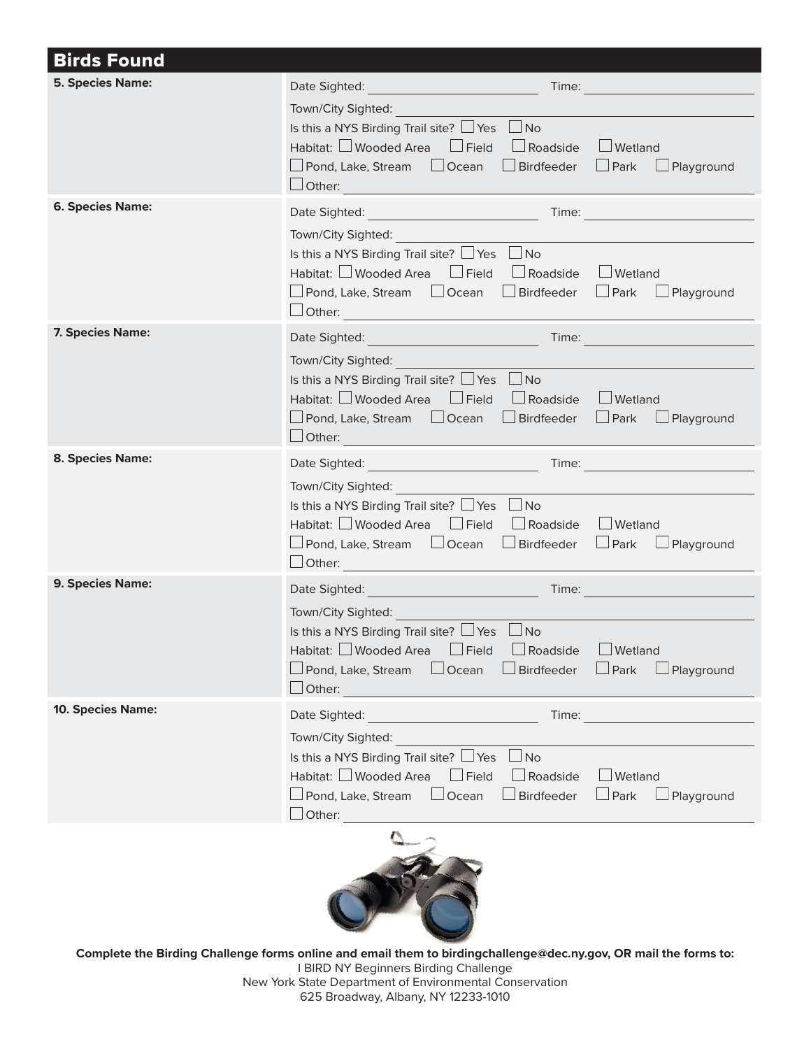## Birds Found

| | |
|---|---|
| **5. Species Name:** | Date Sighted: ____________ Time: ____________<br>Town/City Sighted: ____________<br>Is this a NYS Birding Trail site? ☐ Yes ☐ No<br>Habitat: ☐ Wooded Area ☐ Field ☐ Roadside ☐ Wetland<br>☐ Pond, Lake, Stream ☐ Ocean ☐ Birdfeeder ☐ Park ☐ Playground<br>☐ Other: ____________ |
| **6. Species Name:** | Date Sighted: ____________ Time: ____________<br>Town/City Sighted: ____________<br>Is this a NYS Birding Trail site? ☐ Yes ☐ No<br>Habitat: ☐ Wooded Area ☐ Field ☐ Roadside ☐ Wetland<br>☐ Pond, Lake, Stream ☐ Ocean ☐ Birdfeeder ☐ Park ☐ Playground<br>☐ Other: ____________ |
| **7. Species Name:** | Date Sighted: ____________ Time: ____________<br>Town/City Sighted: ____________<br>Is this a NYS Birding Trail site? ☐ Yes ☐ No<br>Habitat: ☐ Wooded Area ☐ Field ☐ Roadside ☐ Wetland<br>☐ Pond, Lake, Stream ☐ Ocean ☐ Birdfeeder ☐ Park ☐ Playground<br>☐ Other: ____________ |
| **8. Species Name:** | Date Sighted: ____________ Time: ____________<br>Town/City Sighted: ____________<br>Is this a NYS Birding Trail site? ☐ Yes ☐ No<br>Habitat: ☐ Wooded Area ☐ Field ☐ Roadside ☐ Wetland<br>☐ Pond, Lake, Stream ☐ Ocean ☐ Birdfeeder ☐ Park ☐ Playground<br>☐ Other: ____________ |
| **9. Species Name:** | Date Sighted: ____________ Time: ____________<br>Town/City Sighted: ____________<br>Is this a NYS Birding Trail site? ☐ Yes ☐ No<br>Habitat: ☐ Wooded Area ☐ Field ☐ Roadside ☐ Wetland<br>☐ Pond, Lake, Stream ☐ Ocean ☐ Birdfeeder ☐ Park ☐ Playground<br>☐ Other: ____________ |
| **10. Species Name:** | Date Sighted: ____________ Time: ____________<br>Town/City Sighted: ____________<br>Is this a NYS Birding Trail site? ☐ Yes ☐ No<br>Habitat: ☐ Wooded Area ☐ Field ☐ Roadside ☐ Wetland<br>☐ Pond, Lake, Stream ☐ Ocean ☐ Birdfeeder ☐ Park ☐ Playground<br>☐ Other: ____________ |

**Complete the Birding Challenge forms online and email them to birdingchallenge@dec.ny.gov, OR mail the forms to:**

I BIRD NY Beginners Birding Challenge
New York State Department of Environmental Conservation
625 Broadway, Albany, NY 12233-1010